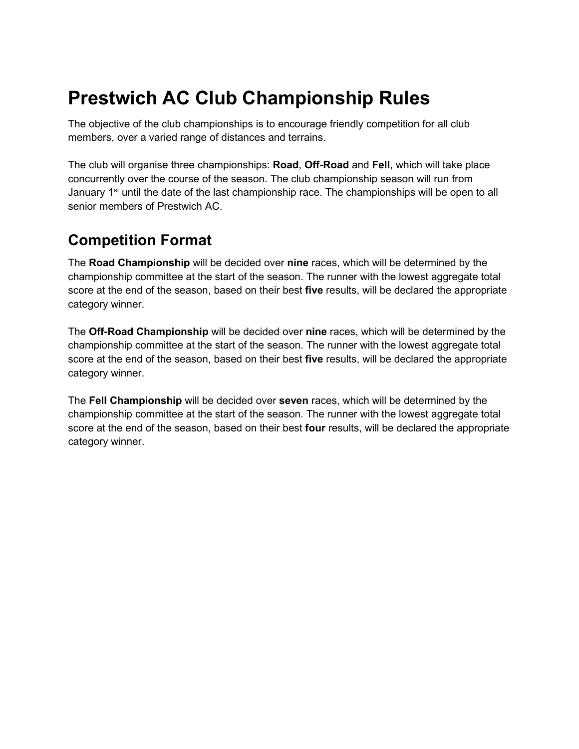# Prestwich AC Club Championship Rules

The objective of the club championships is to encourage friendly competition for all club members, over a varied range of distances and terrains.

The club will organise three championships: **Road**, **Off-Road** and **Fell**, which will take place concurrently over the course of the season. The club championship season will run from January 1st until the date of the last championship race. The championships will be open to all senior members of Prestwich AC.

## Competition Format

The **Road Championship** will be decided over **nine** races, which will be determined by the championship committee at the start of the season. The runner with the lowest aggregate total score at the end of the season, based on their best **five** results, will be declared the appropriate category winner.

The **Off-Road Championship** will be decided over **nine** races, which will be determined by the championship committee at the start of the season. The runner with the lowest aggregate total score at the end of the season, based on their best **five** results, will be declared the appropriate category winner.

The **Fell Championship** will be decided over **seven** races, which will be determined by the championship committee at the start of the season. The runner with the lowest aggregate total score at the end of the season, based on their best **four** results, will be declared the appropriate category winner.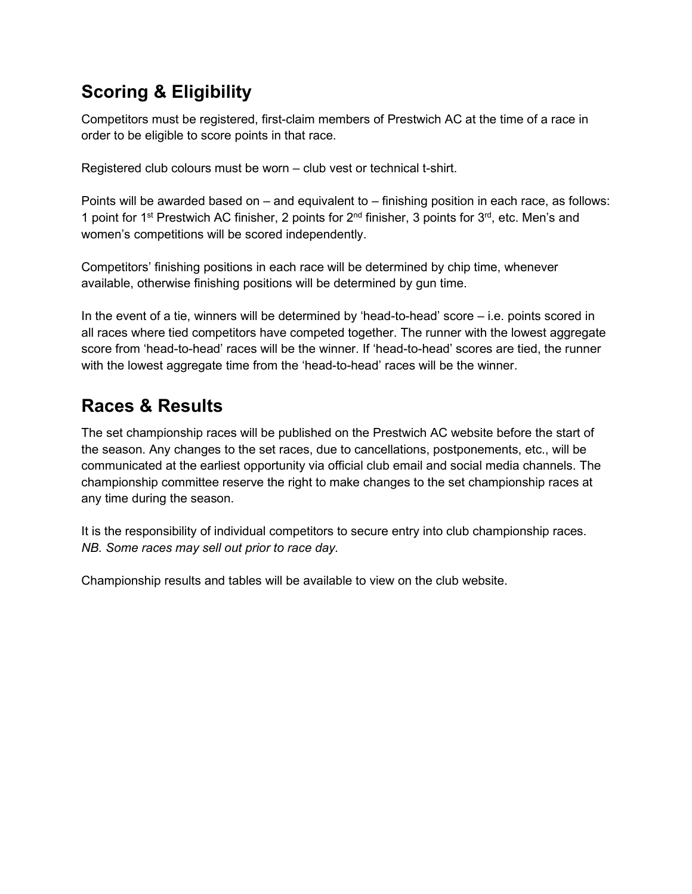## Scoring & Eligibility

Competitors must be registered, first-claim members of Prestwich AC at the time of a race in order to be eligible to score points in that race.

Registered club colours must be worn – club vest or technical t-shirt.

Points will be awarded based on – and equivalent to – finishing position in each race, as follows: 1 point for 1st Prestwich AC finisher, 2 points for 2nd finisher, 3 points for 3rd, etc. Men's and women's competitions will be scored independently.

Competitors' finishing positions in each race will be determined by chip time, whenever available, otherwise finishing positions will be determined by gun time.

In the event of a tie, winners will be determined by 'head-to-head' score – i.e. points scored in all races where tied competitors have competed together. The runner with the lowest aggregate score from 'head-to-head' races will be the winner. If 'head-to-head' scores are tied, the runner with the lowest aggregate time from the 'head-to-head' races will be the winner.

## Races & Results

The set championship races will be published on the Prestwich AC website before the start of the season. Any changes to the set races, due to cancellations, postponements, etc., will be communicated at the earliest opportunity via official club email and social media channels. The championship committee reserve the right to make changes to the set championship races at any time during the season.

It is the responsibility of individual competitors to secure entry into club championship races. *NB. Some races may sell out prior to race day.*

Championship results and tables will be available to view on the club website.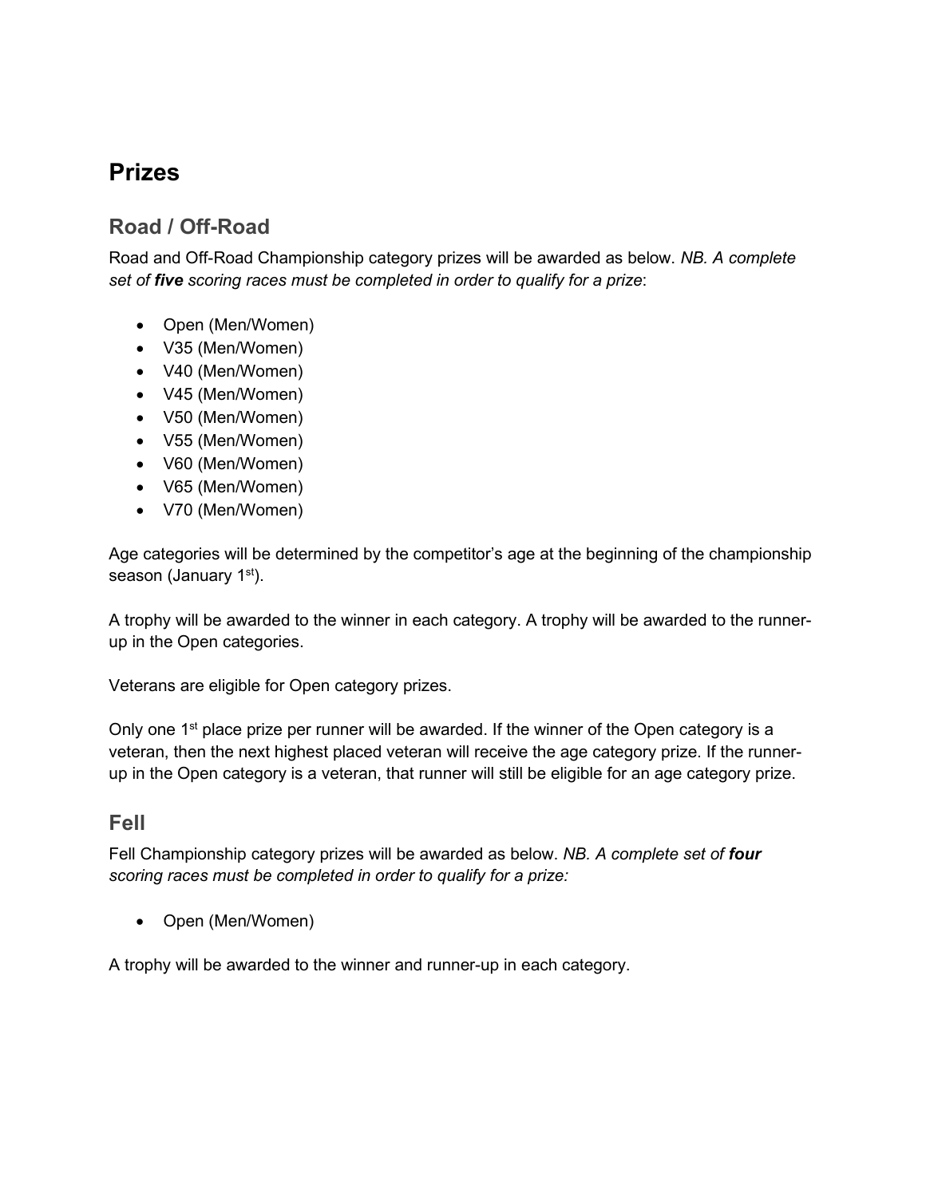# Prizes

## Road / Off-Road

Road and Off-Road Championship category prizes will be awarded as below. *NB. A complete set of **five** scoring races must be completed in order to qualify for a prize*:

- Open (Men/Women)
- V35 (Men/Women)
- V40 (Men/Women)
- V45 (Men/Women)
- V50 (Men/Women)
- V55 (Men/Women)
- V60 (Men/Women)
- V65 (Men/Women)
- V70 (Men/Women)

Age categories will be determined by the competitor's age at the beginning of the championship season (January 1st).

A trophy will be awarded to the winner in each category. A trophy will be awarded to the runner-up in the Open categories.

Veterans are eligible for Open category prizes.

Only one 1st place prize per runner will be awarded. If the winner of the Open category is a veteran, then the next highest placed veteran will receive the age category prize. If the runner-up in the Open category is a veteran, that runner will still be eligible for an age category prize.

## Fell

Fell Championship category prizes will be awarded as below. *NB. A complete set of **four** scoring races must be completed in order to qualify for a prize:*

- Open (Men/Women)

A trophy will be awarded to the winner and runner-up in each category.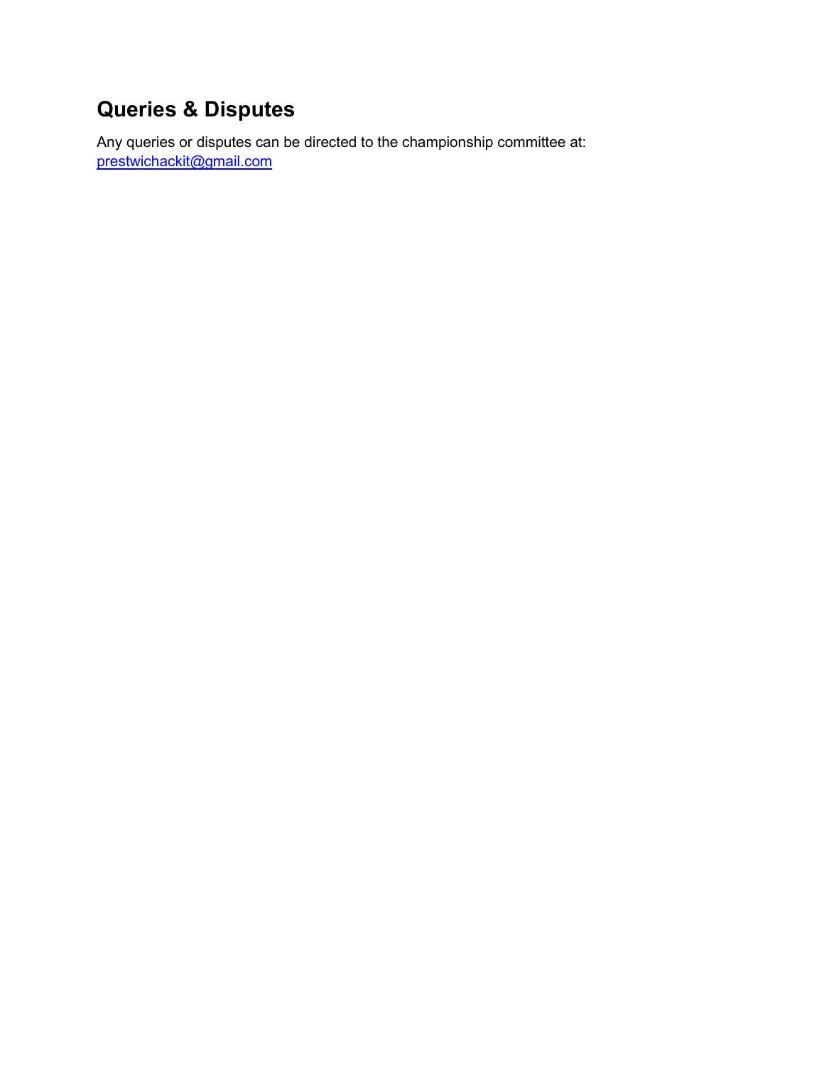## Queries & Disputes

Any queries or disputes can be directed to the championship committee at:
prestwichackit@gmail.com